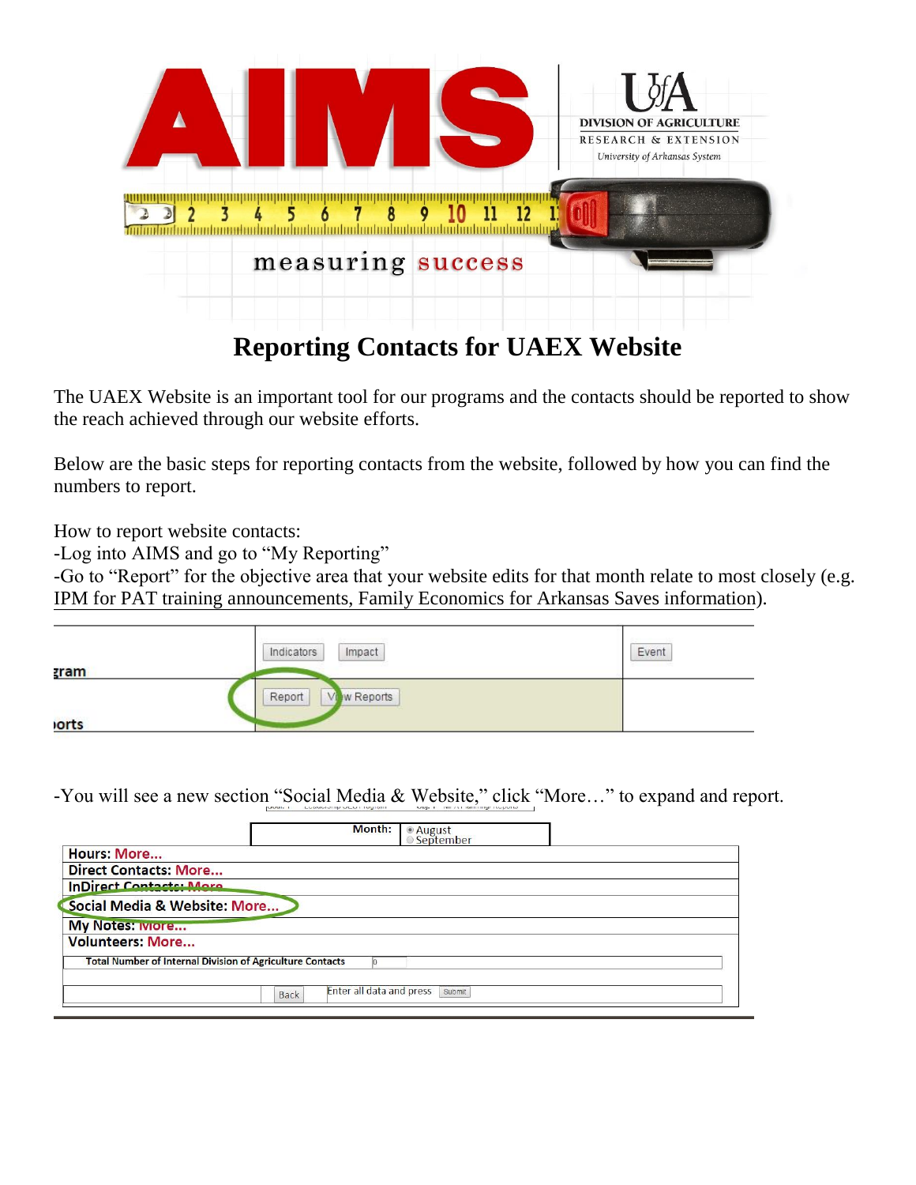# Reporting Contacts for UAEX Website

The UAEX Website is an important tool for our programs and the contacts should be reported to show the reach achieved through our website efforts.

Below are the basic steps for reporting contacts from the website, followed by how you can find the numbers to report.

How to report website contacts:

-Log into AIMS and go to "My Reporting"

-Go to "Report" for the objective area that your website edits for that month relate to most closely (e.g. IPM for PAT training announcements, Family Economics for Arkansas Saves information).

-You will see a new section "Social Media & Website," click "More…" to expand and report.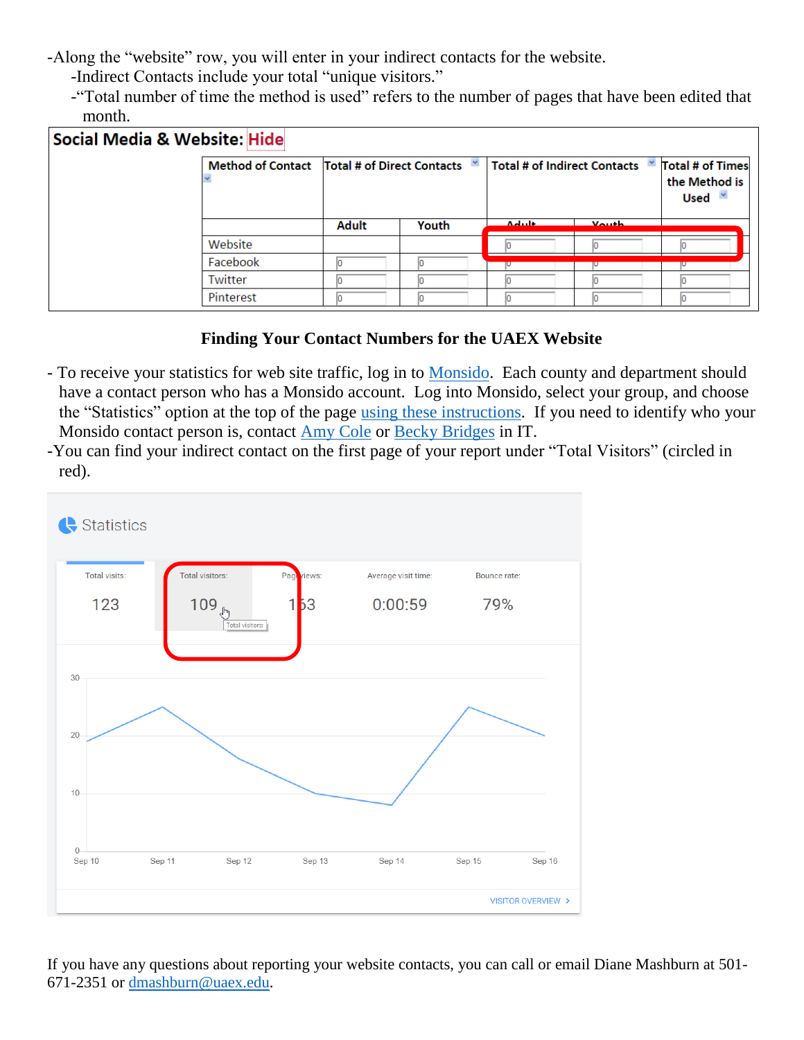-Along the “website” row, you will enter in your indirect contacts for the website.

- -Indirect Contacts include your total “unique visitors.”
- -“Total number of time the method is used” refers to the number of pages that have been edited that month.

**Social Media & Website: Hide**

| Method of Contact | Total # of Direct Contacts | | Total # of Indirect Contacts | | Total # of Times the Method is Used |
|---|---|---|---|---|---|
| | Adult | Youth | Adult | Youth | |
| Website | | | 0 | 0 | 0 |
| Facebook | 0 | 0 | 0 | 0 | 0 |
| Twitter | 0 | 0 | 0 | 0 | 0 |
| Pinterest | 0 | 0 | 0 | 0 | 0 |

**Finding Your Contact Numbers for the UAEX Website**

- To receive your statistics for web site traffic, log in to Monsido. Each county and department should have a contact person who has a Monsido account. Log into Monsido, select your group, and choose the “Statistics” option at the top of the page using these instructions. If you need to identify who your Monsido contact person is, contact Amy Cole or Becky Bridges in IT.

-You can find your indirect contact on the first page of your report under “Total Visitors” (circled in red).

Statistics

Total visits: 123

Total visitors: 109

Page views: 153

Average visit time: 0:00:59

Bounce rate: 79%

Total visitors

30
20
10
0

Sep 10 Sep 11 Sep 12 Sep 13 Sep 14 Sep 15 Sep 16

VISITOR OVERVIEW

If you have any questions about reporting your website contacts, you can call or email Diane Mashburn at 501-671-2351 or dmashburn@uaex.edu.